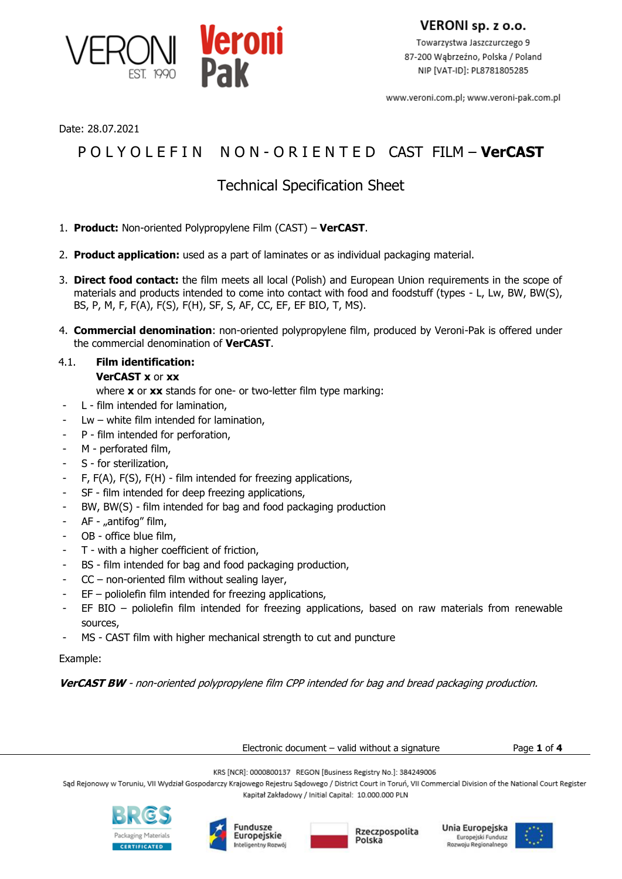Date: 28.07.2021

# POLYOLEFIN NON-ORIENTED CAST FILM – **VerCAST**

## Technical Specification Sheet

1. **Product:** Non-oriented Polypropylene Film (CAST) – **VerCAST**.

2. **Product application:** used as a part of laminates or as individual packaging material.

3. **Direct food contact:** the film meets all local (Polish) and European Union requirements in the scope of materials and products intended to come into contact with food and foodstuff (types - L, Lw, BW, BW(S), BS, P, M, F, F(A), F(S), F(H), SF, S, AF, CC, EF, EF BIO, T, MS).

4. **Commercial denomination**: non-oriented polypropylene film, produced by Veroni-Pak is offered under the commercial denomination of **VerCAST**.

4.1. **Film identification:**

**VerCAST x** or **xx**

where **x** or **xx** stands for one- or two-letter film type marking:

- L - film intended for lamination,
- Lw – white film intended for lamination,
- P - film intended for perforation,
- M - perforated film,
- S - for sterilization,
- F, F(A), F(S), F(H) - film intended for freezing applications,
- SF - film intended for deep freezing applications,
- BW, BW(S) - film intended for bag and food packaging production
- AF - „antifog" film,
- OB - office blue film,
- T - with a higher coefficient of friction,
- BS - film intended for bag and food packaging production,
- CC – non-oriented film without sealing layer,
- EF – poliolefin film intended for freezing applications,
- EF BIO – poliolefin film intended for freezing applications, based on raw materials from renewable sources,
- MS - CAST film with higher mechanical strength to cut and puncture

Example:

***VerCAST BW** - non-oriented polypropylene film CPP intended for bag and bread packaging production.*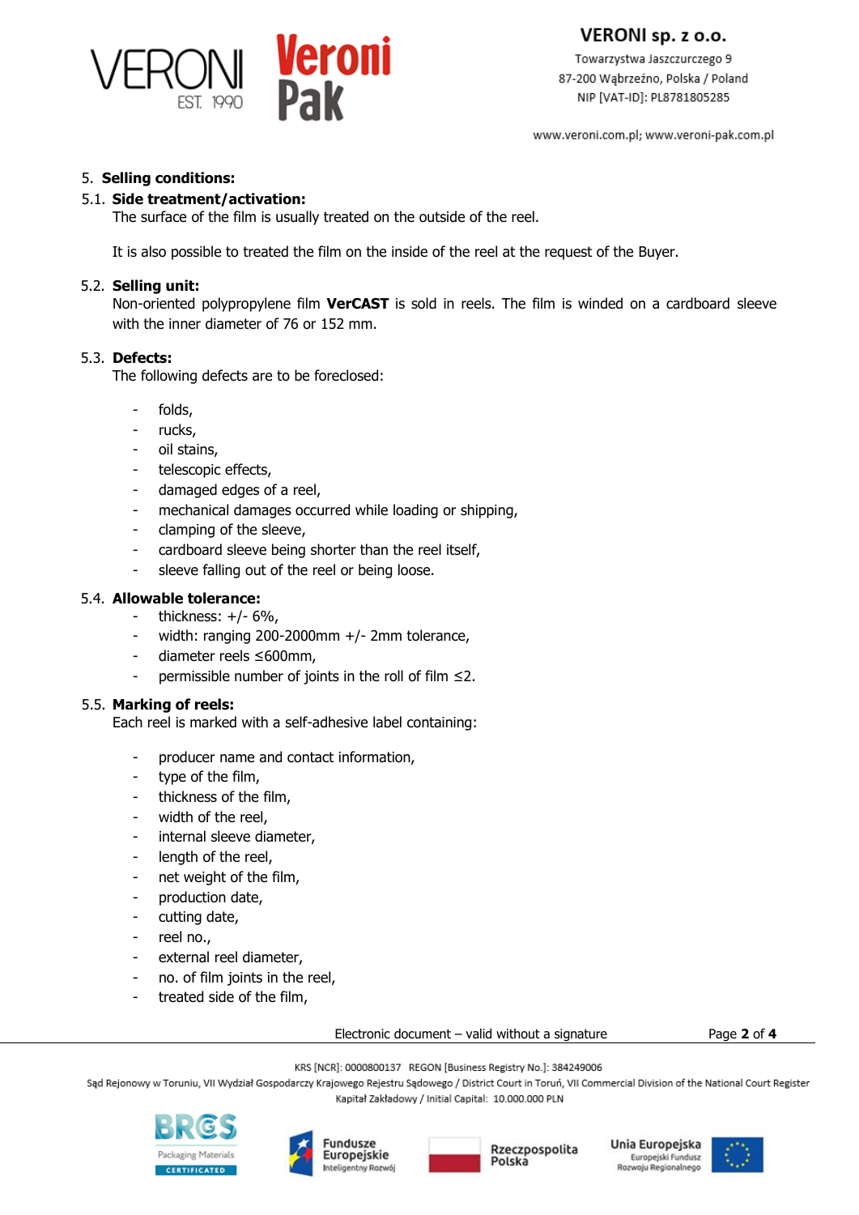## 5. Selling conditions:

### 5.1. Side treatment/activation:

The surface of the film is usually treated on the outside of the reel.

It is also possible to treated the film on the inside of the reel at the request of the Buyer.

### 5.2. Selling unit:

Non-oriented polypropylene film **VerCAST** is sold in reels. The film is winded on a cardboard sleeve with the inner diameter of 76 or 152 mm.

### 5.3. Defects:

The following defects are to be foreclosed:

- folds,
- rucks,
- oil stains,
- telescopic effects,
- damaged edges of a reel,
- mechanical damages occurred while loading or shipping,
- clamping of the sleeve,
- cardboard sleeve being shorter than the reel itself,
- sleeve falling out of the reel or being loose.

### 5.4. Allowable tolerance:

- thickness: +/- 6%,
- width: ranging 200-2000mm +/- 2mm tolerance,
- diameter reels ≤600mm,
- permissible number of joints in the roll of film ≤2.

### 5.5. Marking of reels:

Each reel is marked with a self-adhesive label containing:

- producer name and contact information,
- type of the film,
- thickness of the film,
- width of the reel,
- internal sleeve diameter,
- length of the reel,
- net weight of the film,
- production date,
- cutting date,
- reel no.,
- external reel diameter,
- no. of film joints in the reel,
- treated side of the film,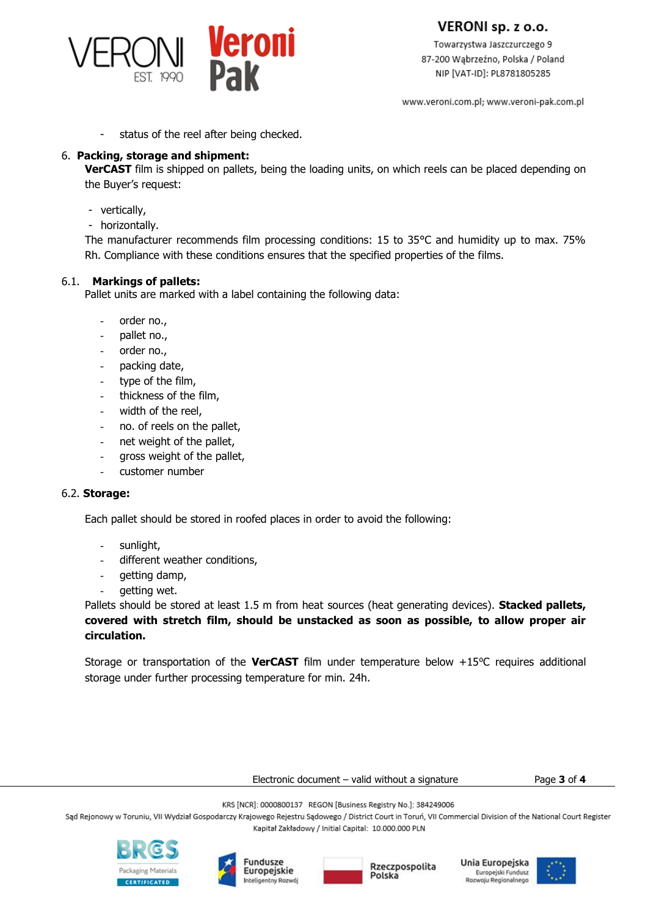- status of the reel after being checked.

## 6. Packing, storage and shipment:

**VerCAST** film is shipped on pallets, being the loading units, on which reels can be placed depending on the Buyer's request:

- vertically,
- horizontally.

The manufacturer recommends film processing conditions: 15 to 35°C and humidity up to max. 75% Rh. Compliance with these conditions ensures that the specified properties of the films.

### 6.1. Markings of pallets:

Pallet units are marked with a label containing the following data:

- order no.,
- pallet no.,
- order no.,
- packing date,
- type of the film,
- thickness of the film,
- width of the reel,
- no. of reels on the pallet,
- net weight of the pallet,
- gross weight of the pallet,
- customer number

### 6.2. Storage:

Each pallet should be stored in roofed places in order to avoid the following:

- sunlight,
- different weather conditions,
- getting damp,
- getting wet.

Pallets should be stored at least 1.5 m from heat sources (heat generating devices). **Stacked pallets, covered with stretch film, should be unstacked as soon as possible, to allow proper air circulation.**

Storage or transportation of the **VerCAST** film under temperature below +15°C requires additional storage under further processing temperature for min. 24h.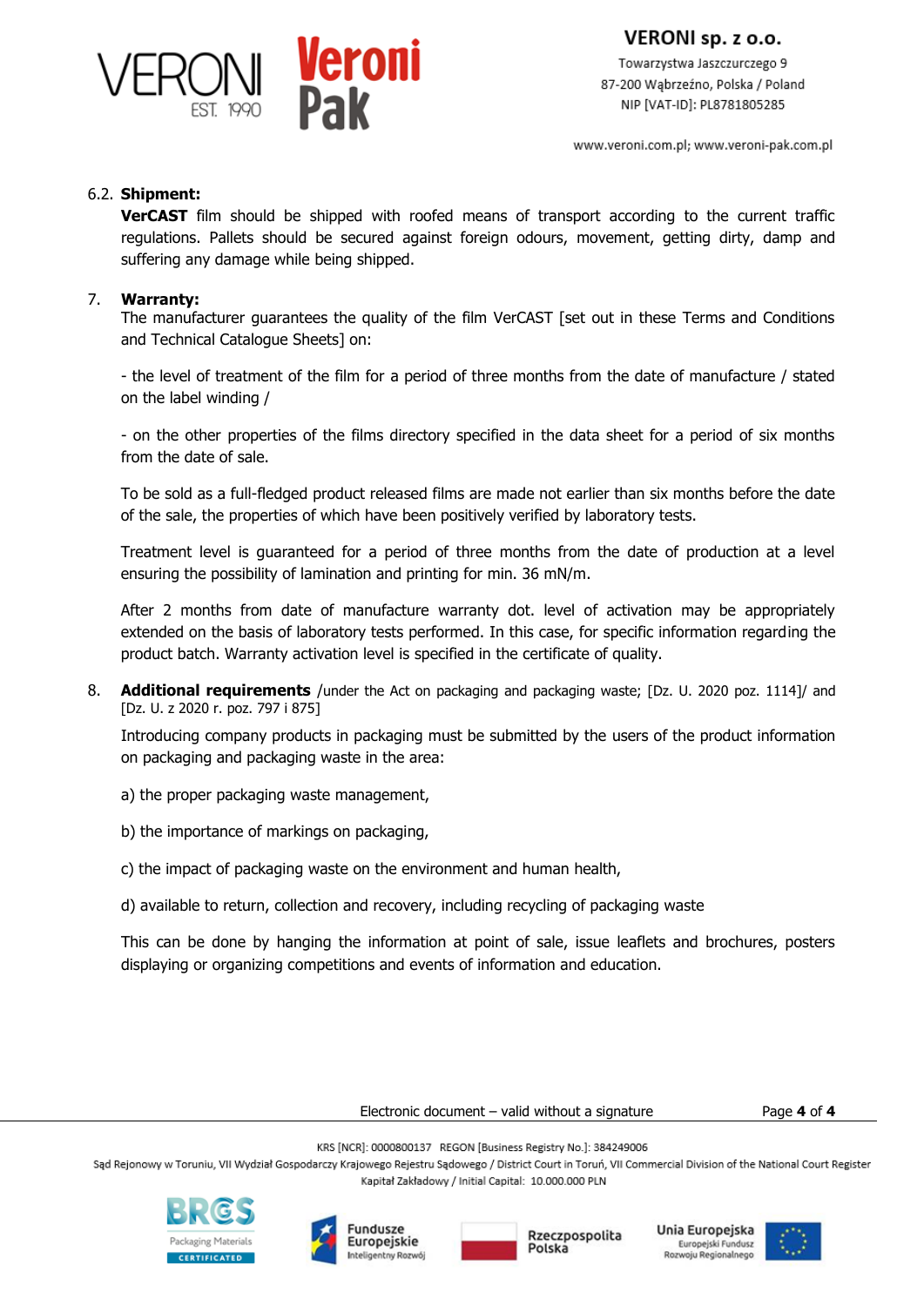6.2. **Shipment:**

**VerCAST** film should be shipped with roofed means of transport according to the current traffic regulations. Pallets should be secured against foreign odours, movement, getting dirty, damp and suffering any damage while being shipped.

7. **Warranty:**

The manufacturer guarantees the quality of the film VerCAST [set out in these Terms and Conditions and Technical Catalogue Sheets] on:

- the level of treatment of the film for a period of three months from the date of manufacture / stated on the label winding /

- on the other properties of the films directory specified in the data sheet for a period of six months from the date of sale.

To be sold as a full-fledged product released films are made not earlier than six months before the date of the sale, the properties of which have been positively verified by laboratory tests.

Treatment level is guaranteed for a period of three months from the date of production at a level ensuring the possibility of lamination and printing for min. 36 mN/m.

After 2 months from date of manufacture warranty dot. level of activation may be appropriately extended on the basis of laboratory tests performed. In this case, for specific information regarding the product batch. Warranty activation level is specified in the certificate of quality.

8. **Additional requirements** /under the Act on packaging and packaging waste; [Dz. U. 2020 poz. 1114]/ and [Dz. U. z 2020 r. poz. 797 i 875]

Introducing company products in packaging must be submitted by the users of the product information on packaging and packaging waste in the area:

a) the proper packaging waste management,

b) the importance of markings on packaging,

c) the impact of packaging waste on the environment and human health,

d) available to return, collection and recovery, including recycling of packaging waste

This can be done by hanging the information at point of sale, issue leaflets and brochures, posters displaying or organizing competitions and events of information and education.